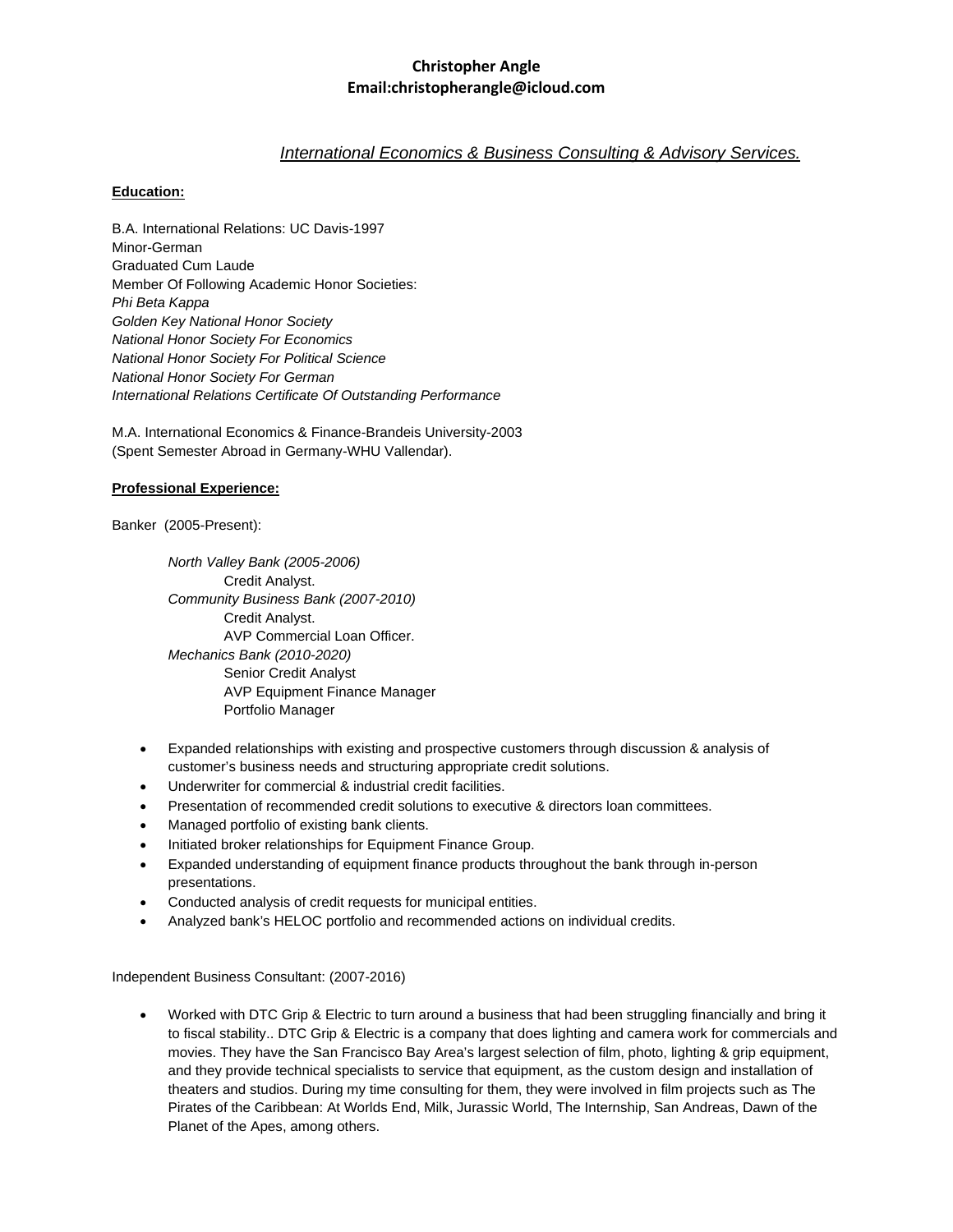**Christopher Angle**
**Email:christopherangle@icloud.com**

*International Economics & Business Consulting & Advisory Services.*

**Education:**

B.A. International Relations: UC Davis-1997
Minor-German
Graduated Cum Laude
Member Of Following Academic Honor Societies:
*Phi Beta Kappa*
*Golden Key National Honor Society*
*National Honor Society For Economics*
*National Honor Society For Political Science*
*National Honor Society For German*
*International Relations Certificate Of Outstanding Performance*

M.A. International Economics & Finance-Brandeis University-2003
(Spent Semester Abroad in Germany-WHU Vallendar).

**Professional Experience:**

Banker (2005-Present):

*North Valley Bank (2005-2006)*
Credit Analyst.
*Community Business Bank (2007-2010)*
Credit Analyst.
AVP Commercial Loan Officer.
*Mechanics Bank (2010-2020)*
Senior Credit Analyst
AVP Equipment Finance Manager
Portfolio Manager

- Expanded relationships with existing and prospective customers through discussion & analysis of customer's business needs and structuring appropriate credit solutions.
- Underwriter for commercial & industrial credit facilities.
- Presentation of recommended credit solutions to executive & directors loan committees.
- Managed portfolio of existing bank clients.
- Initiated broker relationships for Equipment Finance Group.
- Expanded understanding of equipment finance products throughout the bank through in-person presentations.
- Conducted analysis of credit requests for municipal entities.
- Analyzed bank's HELOC portfolio and recommended actions on individual credits.

Independent Business Consultant: (2007-2016)

- Worked with DTC Grip & Electric to turn around a business that had been struggling financially and bring it to fiscal stability.. DTC Grip & Electric is a company that does lighting and camera work for commercials and movies. They have the San Francisco Bay Area's largest selection of film, photo, lighting & grip equipment, and they provide technical specialists to service that equipment, as the custom design and installation of theaters and studios. During my time consulting for them, they were involved in film projects such as The Pirates of the Caribbean: At Worlds End, Milk, Jurassic World, The Internship, San Andreas, Dawn of the Planet of the Apes, among others.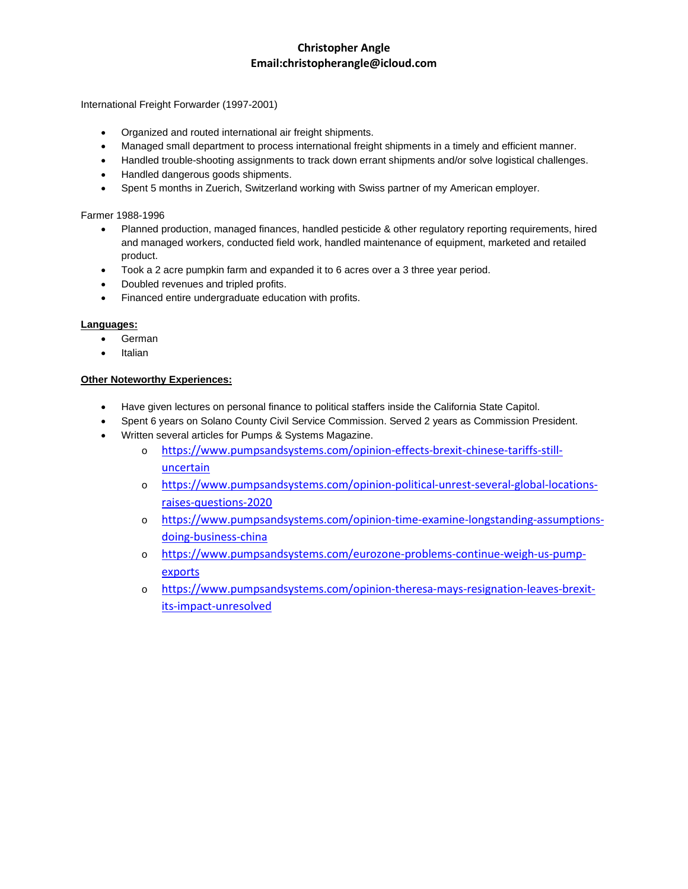**Christopher Angle**
**Email:christopherangle@icloud.com**

International Freight Forwarder (1997-2001)

- Organized and routed international air freight shipments.
- Managed small department to process international freight shipments in a timely and efficient manner.
- Handled trouble-shooting assignments to track down errant shipments and/or solve logistical challenges.
- Handled dangerous goods shipments.
- Spent 5 months in Zuerich, Switzerland working with Swiss partner of my American employer.

Farmer 1988-1996

- Planned production, managed finances, handled pesticide & other regulatory reporting requirements, hired and managed workers, conducted field work, handled maintenance of equipment, marketed and retailed product.
- Took a 2 acre pumpkin farm and expanded it to 6 acres over a 3 three year period.
- Doubled revenues and tripled profits.
- Financed entire undergraduate education with profits.

**Languages:**

- German
- Italian

**Other Noteworthy Experiences:**

- Have given lectures on personal finance to political staffers inside the California State Capitol.
- Spent 6 years on Solano County Civil Service Commission. Served 2 years as Commission President.
- Written several articles for Pumps & Systems Magazine.
  - https://www.pumpsandsystems.com/opinion-effects-brexit-chinese-tariffs-still-uncertain
  - https://www.pumpsandsystems.com/opinion-political-unrest-several-global-locations-raises-questions-2020
  - https://www.pumpsandsystems.com/opinion-time-examine-longstanding-assumptions-doing-business-china
  - https://www.pumpsandsystems.com/eurozone-problems-continue-weigh-us-pump-exports
  - https://www.pumpsandsystems.com/opinion-theresa-mays-resignation-leaves-brexit-its-impact-unresolved